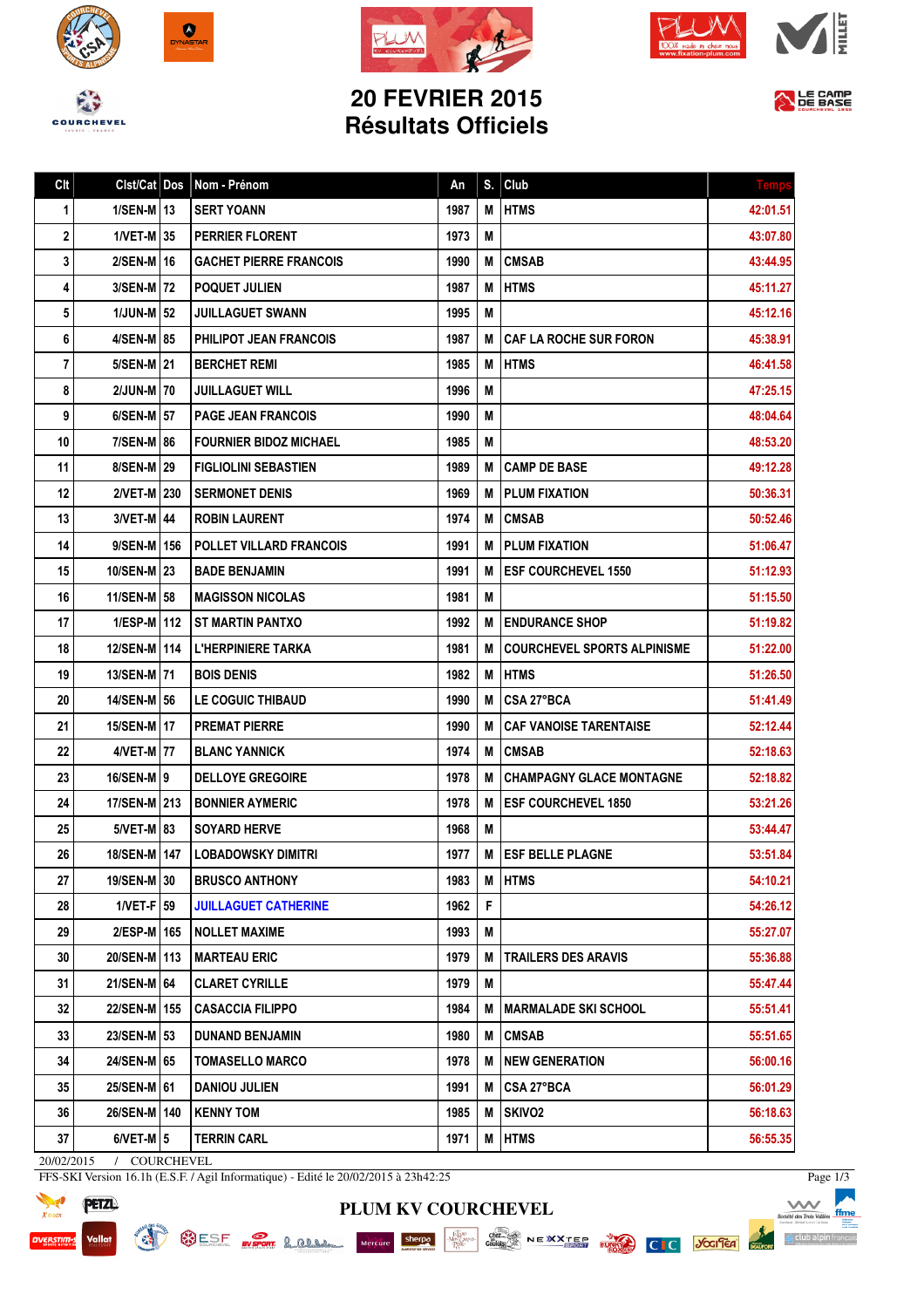# 20 FEVRIER 2015
# Résultats Officiels

| Clt | Clst/Cat | Dos | Nom - Prénom | An | S. | Club | Temps |
|---|---|---|---|---|---|---|---|
| 1 | 1/SEN-M | 13 | SERT YOANN | 1987 | M | HTMS | 42:01.51 |
| 2 | 1/VET-M | 35 | PERRIER FLORENT | 1973 | M | | 43:07.80 |
| 3 | 2/SEN-M | 16 | GACHET PIERRE FRANCOIS | 1990 | M | CMSAB | 43:44.95 |
| 4 | 3/SEN-M | 72 | POQUET JULIEN | 1987 | M | HTMS | 45:11.27 |
| 5 | 1/JUN-M | 52 | JUILLAGUET SWANN | 1995 | M | | 45:12.16 |
| 6 | 4/SEN-M | 85 | PHILIPOT JEAN FRANCOIS | 1987 | M | CAF LA ROCHE SUR FORON | 45:38.91 |
| 7 | 5/SEN-M | 21 | BERCHET REMI | 1985 | M | HTMS | 46:41.58 |
| 8 | 2/JUN-M | 70 | JUILLAGUET WILL | 1996 | M | | 47:25.15 |
| 9 | 6/SEN-M | 57 | PAGE JEAN FRANCOIS | 1990 | M | | 48:04.64 |
| 10 | 7/SEN-M | 86 | FOURNIER BIDOZ MICHAEL | 1985 | M | | 48:53.20 |
| 11 | 8/SEN-M | 29 | FIGLIOLINI SEBASTIEN | 1989 | M | CAMP DE BASE | 49:12.28 |
| 12 | 2/VET-M | 230 | SERMONET DENIS | 1969 | M | PLUM FIXATION | 50:36.31 |
| 13 | 3/VET-M | 44 | ROBIN LAURENT | 1974 | M | CMSAB | 50:52.46 |
| 14 | 9/SEN-M | 156 | POLLET VILLARD FRANCOIS | 1991 | M | PLUM FIXATION | 51:06.47 |
| 15 | 10/SEN-M | 23 | BADE BENJAMIN | 1991 | M | ESF COURCHEVEL 1550 | 51:12.93 |
| 16 | 11/SEN-M | 58 | MAGISSON NICOLAS | 1981 | M | | 51:15.50 |
| 17 | 1/ESP-M | 112 | ST MARTIN PANTXO | 1992 | M | ENDURANCE SHOP | 51:19.82 |
| 18 | 12/SEN-M | 114 | L'HERPINIERE TARKA | 1981 | M | COURCHEVEL SPORTS ALPINISME | 51:22.00 |
| 19 | 13/SEN-M | 71 | BOIS DENIS | 1982 | M | HTMS | 51:26.50 |
| 20 | 14/SEN-M | 56 | LE COGUIC THIBAUD | 1990 | M | CSA 27°BCA | 51:41.49 |
| 21 | 15/SEN-M | 17 | PREMAT PIERRE | 1990 | M | CAF VANOISE TARENTAISE | 52:12.44 |
| 22 | 4/VET-M | 77 | BLANC YANNICK | 1974 | M | CMSAB | 52:18.63 |
| 23 | 16/SEN-M | 9 | DELLOYE GREGOIRE | 1978 | M | CHAMPAGNY GLACE MONTAGNE | 52:18.82 |
| 24 | 17/SEN-M | 213 | BONNIER AYMERIC | 1978 | M | ESF COURCHEVEL 1850 | 53:21.26 |
| 25 | 5/VET-M | 83 | SOYARD HERVE | 1968 | M | | 53:44.47 |
| 26 | 18/SEN-M | 147 | LOBADOWSKY DIMITRI | 1977 | M | ESF BELLE PLAGNE | 53:51.84 |
| 27 | 19/SEN-M | 30 | BRUSCO ANTHONY | 1983 | M | HTMS | 54:10.21 |
| 28 | 1/VET-F | 59 | JUILLAGUET CATHERINE | 1962 | F | | 54:26.12 |
| 29 | 2/ESP-M | 165 | NOLLET MAXIME | 1993 | M | | 55:27.07 |
| 30 | 20/SEN-M | 113 | MARTEAU ERIC | 1979 | M | TRAILERS DES ARAVIS | 55:36.88 |
| 31 | 21/SEN-M | 64 | CLARET CYRILLE | 1979 | M | | 55:47.44 |
| 32 | 22/SEN-M | 155 | CASACCIA FILIPPO | 1984 | M | MARMALADE SKI SCHOOL | 55:51.41 |
| 33 | 23/SEN-M | 53 | DUNAND BENJAMIN | 1980 | M | CMSAB | 55:51.65 |
| 34 | 24/SEN-M | 65 | TOMASELLO MARCO | 1978 | M | NEW GENERATION | 56:00.16 |
| 35 | 25/SEN-M | 61 | DANIOU JULIEN | 1991 | M | CSA 27°BCA | 56:01.29 |
| 36 | 26/SEN-M | 140 | KENNY TOM | 1985 | M | SKIVO2 | 56:18.63 |
| 37 | 6/VET-M | 5 | TERRIN CARL | 1971 | M | HTMS | 56:55.35 |

20/02/2015 / COURCHEVEL

FFS-SKI Version 16.1h (E.S.F. / Agil Informatique) - Edité le 20/02/2015 à 23h42:25

PLUM KV COURCHEVEL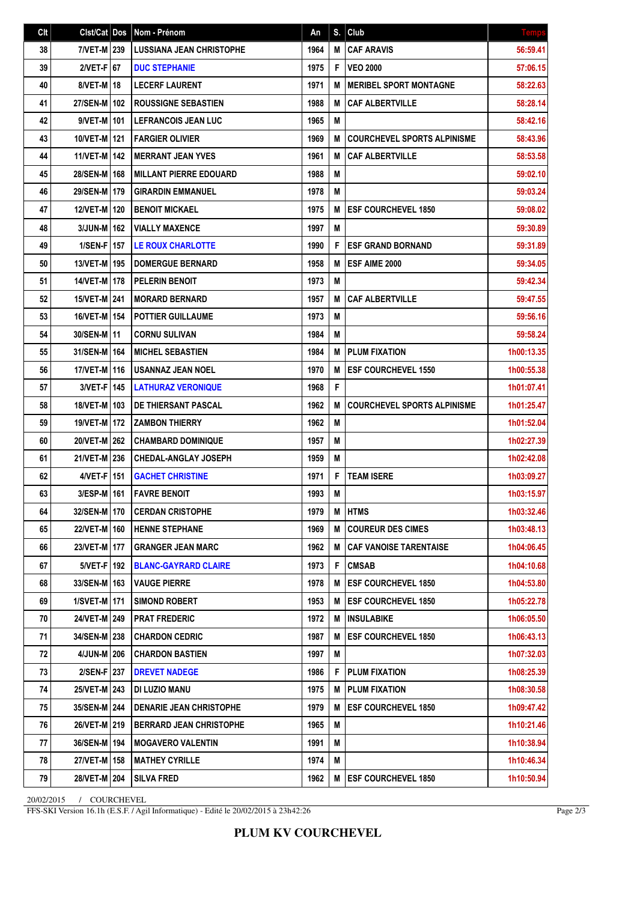| Clt | Clst/Cat | Dos | Nom - Prénom | An | S. | Club | Temps |
|---|---|---|---|---|---|---|---|
| 38 | 7/VET-M | 239 | LUSSIANA JEAN CHRISTOPHE | 1964 | M | CAF ARAVIS | 56:59.41 |
| 39 | 2/VET-F | 67 | DUC STEPHANIE | 1975 | F | VEO 2000 | 57:06.15 |
| 40 | 8/VET-M | 18 | LECERF LAURENT | 1971 | M | MERIBEL SPORT MONTAGNE | 58:22.63 |
| 41 | 27/SEN-M | 102 | ROUSSIGNE SEBASTIEN | 1988 | M | CAF ALBERTVILLE | 58:28.14 |
| 42 | 9/VET-M | 101 | LEFRANCOIS JEAN LUC | 1965 | M | | 58:42.16 |
| 43 | 10/VET-M | 121 | FARGIER OLIVIER | 1969 | M | COURCHEVEL SPORTS ALPINISME | 58:43.96 |
| 44 | 11/VET-M | 142 | MERRANT JEAN YVES | 1961 | M | CAF ALBERTVILLE | 58:53.58 |
| 45 | 28/SEN-M | 168 | MILLANT PIERRE EDOUARD | 1988 | M | | 59:02.10 |
| 46 | 29/SEN-M | 179 | GIRARDIN EMMANUEL | 1978 | M | | 59:03.24 |
| 47 | 12/VET-M | 120 | BENOIT MICKAEL | 1975 | M | ESF COURCHEVEL 1850 | 59:08.02 |
| 48 | 3/JUN-M | 162 | VIALLY MAXENCE | 1997 | M | | 59:30.89 |
| 49 | 1/SEN-F | 157 | LE ROUX CHARLOTTE | 1990 | F | ESF GRAND BORNAND | 59:31.89 |
| 50 | 13/VET-M | 195 | DOMERGUE BERNARD | 1958 | M | ESF AIME 2000 | 59:34.05 |
| 51 | 14/VET-M | 178 | PELERIN BENOIT | 1973 | M | | 59:42.34 |
| 52 | 15/VET-M | 241 | MORARD BERNARD | 1957 | M | CAF ALBERTVILLE | 59:47.55 |
| 53 | 16/VET-M | 154 | POTTIER GUILLAUME | 1973 | M | | 59:56.16 |
| 54 | 30/SEN-M | 11 | CORNU SULIVAN | 1984 | M | | 59:58.24 |
| 55 | 31/SEN-M | 164 | MICHEL SEBASTIEN | 1984 | M | PLUM FIXATION | 1h00:13.35 |
| 56 | 17/VET-M | 116 | USANNAZ JEAN NOEL | 1970 | M | ESF COURCHEVEL 1550 | 1h00:55.38 |
| 57 | 3/VET-F | 145 | LATHURAZ VERONIQUE | 1968 | F | | 1h01:07.41 |
| 58 | 18/VET-M | 103 | DE THIERSANT PASCAL | 1962 | M | COURCHEVEL SPORTS ALPINISME | 1h01:25.47 |
| 59 | 19/VET-M | 172 | ZAMBON THIERRY | 1962 | M | | 1h01:52.04 |
| 60 | 20/VET-M | 262 | CHAMBARD DOMINIQUE | 1957 | M | | 1h02:27.39 |
| 61 | 21/VET-M | 236 | CHEDAL-ANGLAY JOSEPH | 1959 | M | | 1h02:42.08 |
| 62 | 4/VET-F | 151 | GACHET CHRISTINE | 1971 | F | TEAM ISERE | 1h03:09.27 |
| 63 | 3/ESP-M | 161 | FAVRE BENOIT | 1993 | M | | 1h03:15.97 |
| 64 | 32/SEN-M | 170 | CERDAN CRISTOPHE | 1979 | M | HTMS | 1h03:32.46 |
| 65 | 22/VET-M | 160 | HENNE STEPHANE | 1969 | M | COUREUR DES CIMES | 1h03:48.13 |
| 66 | 23/VET-M | 177 | GRANGER JEAN MARC | 1962 | M | CAF VANOISE TARENTAISE | 1h04:06.45 |
| 67 | 5/VET-F | 192 | BLANC-GAYRARD CLAIRE | 1973 | F | CMSAB | 1h04:10.68 |
| 68 | 33/SEN-M | 163 | VAUGE PIERRE | 1978 | M | ESF COURCHEVEL 1850 | 1h04:53.80 |
| 69 | 1/SVET-M | 171 | SIMOND ROBERT | 1953 | M | ESF COURCHEVEL 1850 | 1h05:22.78 |
| 70 | 24/VET-M | 249 | PRAT FREDERIC | 1972 | M | INSULABIKE | 1h06:05.50 |
| 71 | 34/SEN-M | 238 | CHARDON CEDRIC | 1987 | M | ESF COURCHEVEL 1850 | 1h06:43.13 |
| 72 | 4/JUN-M | 206 | CHARDON BASTIEN | 1997 | M | | 1h07:32.03 |
| 73 | 2/SEN-F | 237 | DREVET NADEGE | 1986 | F | PLUM FIXATION | 1h08:25.39 |
| 74 | 25/VET-M | 243 | DI LUZIO MANU | 1975 | M | PLUM FIXATION | 1h08:30.58 |
| 75 | 35/SEN-M | 244 | DENARIE JEAN CHRISTOPHE | 1979 | M | ESF COURCHEVEL 1850 | 1h09:47.42 |
| 76 | 26/VET-M | 219 | BERRARD JEAN CHRISTOPHE | 1965 | M | | 1h10:21.46 |
| 77 | 36/SEN-M | 194 | MOGAVERO VALENTIN | 1991 | M | | 1h10:38.94 |
| 78 | 27/VET-M | 158 | MATHEY CYRILLE | 1974 | M | | 1h10:46.34 |
| 79 | 28/VET-M | 204 | SILVA FRED | 1962 | M | ESF COURCHEVEL 1850 | 1h10:50.94 |

20/02/2015 / COURCHEVEL

FFS-SKI Version 16.1h (E.S.F. / Agil Informatique) - Edité le 20/02/2015 à 23h42:26

**PLUM KV COURCHEVEL**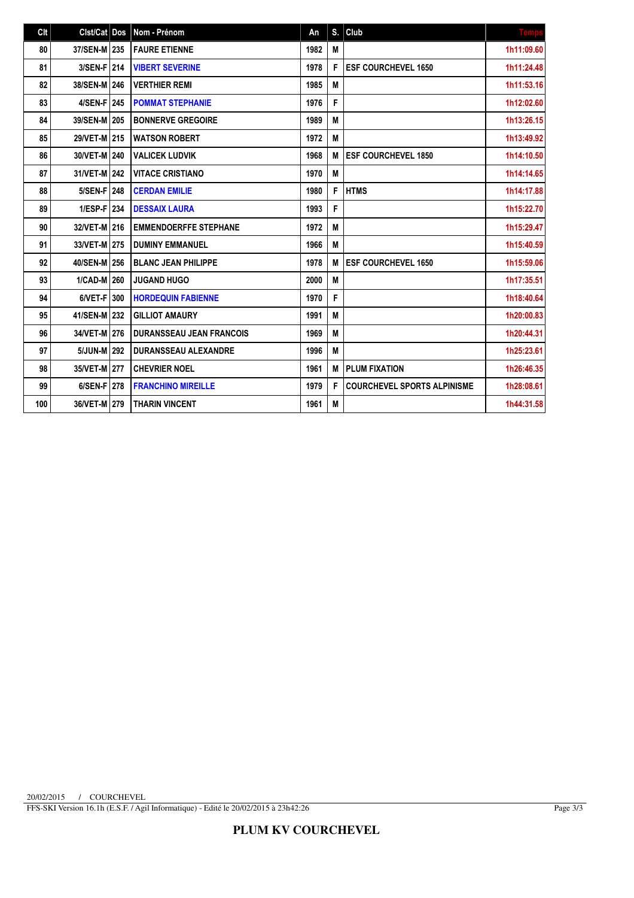| Clt | Clst/Cat | Dos | Nom - Prénom | An | S. | Club | Temps |
|---|---|---|---|---|---|---|---|
| 80 | 37/SEN-M | 235 | FAURE ETIENNE | 1982 | M | | 1h11:09.60 |
| 81 | 3/SEN-F | 214 | VIBERT SEVERINE | 1978 | F | ESF COURCHEVEL 1650 | 1h11:24.48 |
| 82 | 38/SEN-M | 246 | VERTHIER REMI | 1985 | M | | 1h11:53.16 |
| 83 | 4/SEN-F | 245 | POMMAT STEPHANIE | 1976 | F | | 1h12:02.60 |
| 84 | 39/SEN-M | 205 | BONNERVE GREGOIRE | 1989 | M | | 1h13:26.15 |
| 85 | 29/VET-M | 215 | WATSON ROBERT | 1972 | M | | 1h13:49.92 |
| 86 | 30/VET-M | 240 | VALICEK LUDVIK | 1968 | M | ESF COURCHEVEL 1850 | 1h14:10.50 |
| 87 | 31/VET-M | 242 | VITACE CRISTIANO | 1970 | M | | 1h14:14.65 |
| 88 | 5/SEN-F | 248 | CERDAN EMILIE | 1980 | F | HTMS | 1h14:17.88 |
| 89 | 1/ESP-F | 234 | DESSAIX LAURA | 1993 | F | | 1h15:22.70 |
| 90 | 32/VET-M | 216 | EMMENDOERFFE STEPHANE | 1972 | M | | 1h15:29.47 |
| 91 | 33/VET-M | 275 | DUMINY EMMANUEL | 1966 | M | | 1h15:40.59 |
| 92 | 40/SEN-M | 256 | BLANC JEAN PHILIPPE | 1978 | M | ESF COURCHEVEL 1650 | 1h15:59.06 |
| 93 | 1/CAD-M | 260 | JUGAND HUGO | 2000 | M | | 1h17:35.51 |
| 94 | 6/VET-F | 300 | HORDEQUIN FABIENNE | 1970 | F | | 1h18:40.64 |
| 95 | 41/SEN-M | 232 | GILLIOT AMAURY | 1991 | M | | 1h20:00.83 |
| 96 | 34/VET-M | 276 | DURANSSEAU JEAN FRANCOIS | 1969 | M | | 1h20:44.31 |
| 97 | 5/JUN-M | 292 | DURANSSEAU ALEXANDRE | 1996 | M | | 1h25:23.61 |
| 98 | 35/VET-M | 277 | CHEVRIER NOEL | 1961 | M | PLUM FIXATION | 1h26:46.35 |
| 99 | 6/SEN-F | 278 | FRANCHINO MIREILLE | 1979 | F | COURCHEVEL SPORTS ALPINISME | 1h28:08.61 |
| 100 | 36/VET-M | 279 | THARIN VINCENT | 1961 | M | | 1h44:31.58 |

20/02/2015 / COURCHEVEL

FFS-SKI Version 16.1h (E.S.F. / Agil Informatique) - Edité le 20/02/2015 à 23h42:26

**PLUM KV COURCHEVEL**